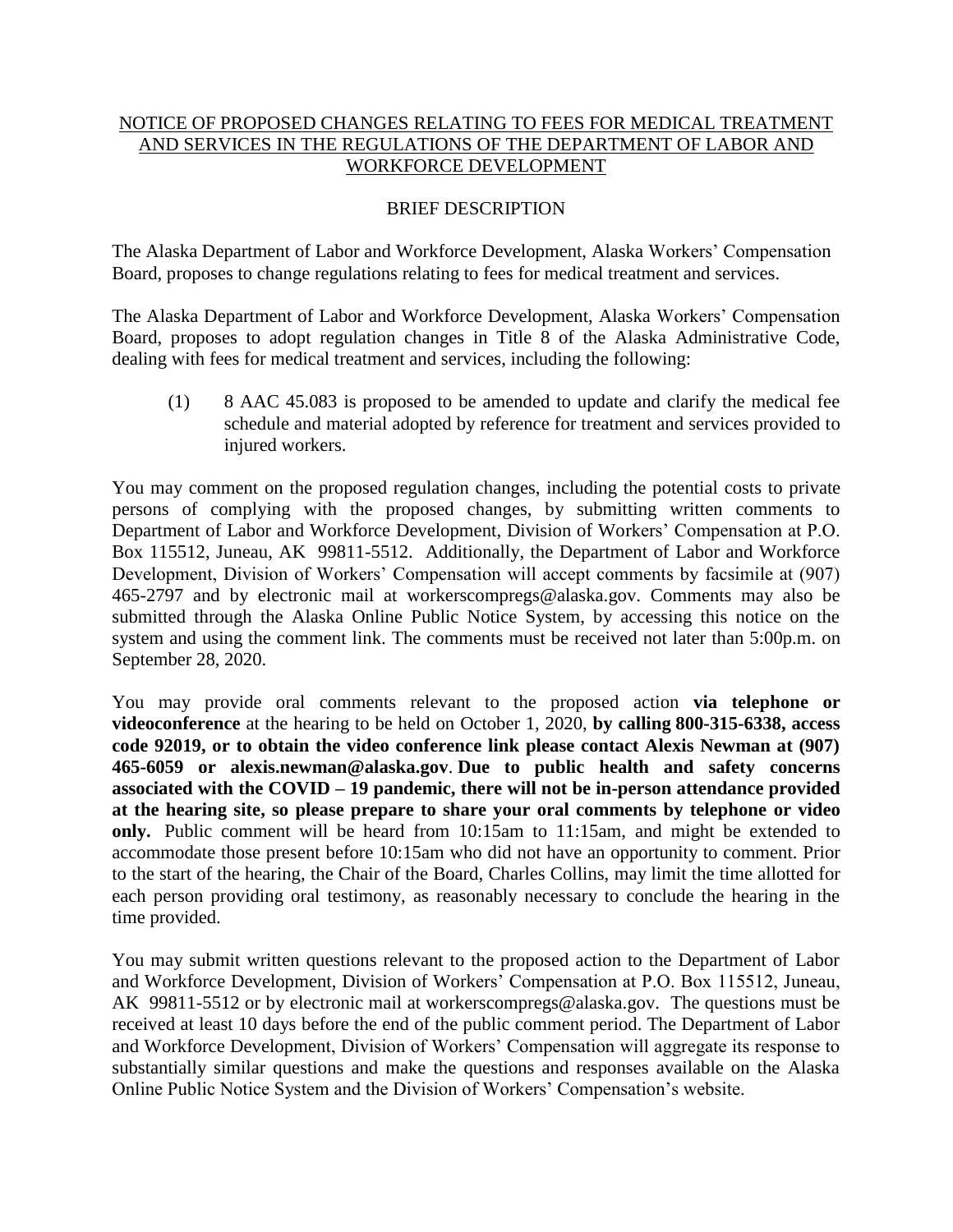# NOTICE OF PROPOSED CHANGES RELATING TO FEES FOR MEDICAL TREATMENT AND SERVICES IN THE REGULATIONS OF THE DEPARTMENT OF LABOR AND WORKFORCE DEVELOPMENT

## BRIEF DESCRIPTION

The Alaska Department of Labor and Workforce Development, Alaska Workers' Compensation Board, proposes to change regulations relating to fees for medical treatment and services.

The Alaska Department of Labor and Workforce Development, Alaska Workers' Compensation Board, proposes to adopt regulation changes in Title 8 of the Alaska Administrative Code, dealing with fees for medical treatment and services, including the following:

(1) 8 AAC 45.083 is proposed to be amended to update and clarify the medical fee schedule and material adopted by reference for treatment and services provided to injured workers.

You may comment on the proposed regulation changes, including the potential costs to private persons of complying with the proposed changes, by submitting written comments to Department of Labor and Workforce Development, Division of Workers' Compensation at P.O. Box 115512, Juneau, AK 99811-5512. Additionally, the Department of Labor and Workforce Development, Division of Workers' Compensation will accept comments by facsimile at (907) 465-2797 and by electronic mail at workerscompregs@alaska.gov. Comments may also be submitted through the Alaska Online Public Notice System, by accessing this notice on the system and using the comment link. The comments must be received not later than 5:00p.m. on September 28, 2020.

You may provide oral comments relevant to the proposed action **via telephone or videoconference** at the hearing to be held on October 1, 2020, **by calling 800-315-6338, access code 92019, or to obtain the video conference link please contact Alexis Newman at (907) 465-6059 or alexis.newman@alaska.gov**. **Due to public health and safety concerns associated with the COVID – 19 pandemic, there will not be in-person attendance provided at the hearing site, so please prepare to share your oral comments by telephone or video only.** Public comment will be heard from 10:15am to 11:15am, and might be extended to accommodate those present before 10:15am who did not have an opportunity to comment. Prior to the start of the hearing, the Chair of the Board, Charles Collins, may limit the time allotted for each person providing oral testimony, as reasonably necessary to conclude the hearing in the time provided.

You may submit written questions relevant to the proposed action to the Department of Labor and Workforce Development, Division of Workers' Compensation at P.O. Box 115512, Juneau, AK 99811-5512 or by electronic mail at workerscompregs@alaska.gov. The questions must be received at least 10 days before the end of the public comment period. The Department of Labor and Workforce Development, Division of Workers' Compensation will aggregate its response to substantially similar questions and make the questions and responses available on the Alaska Online Public Notice System and the Division of Workers' Compensation's website.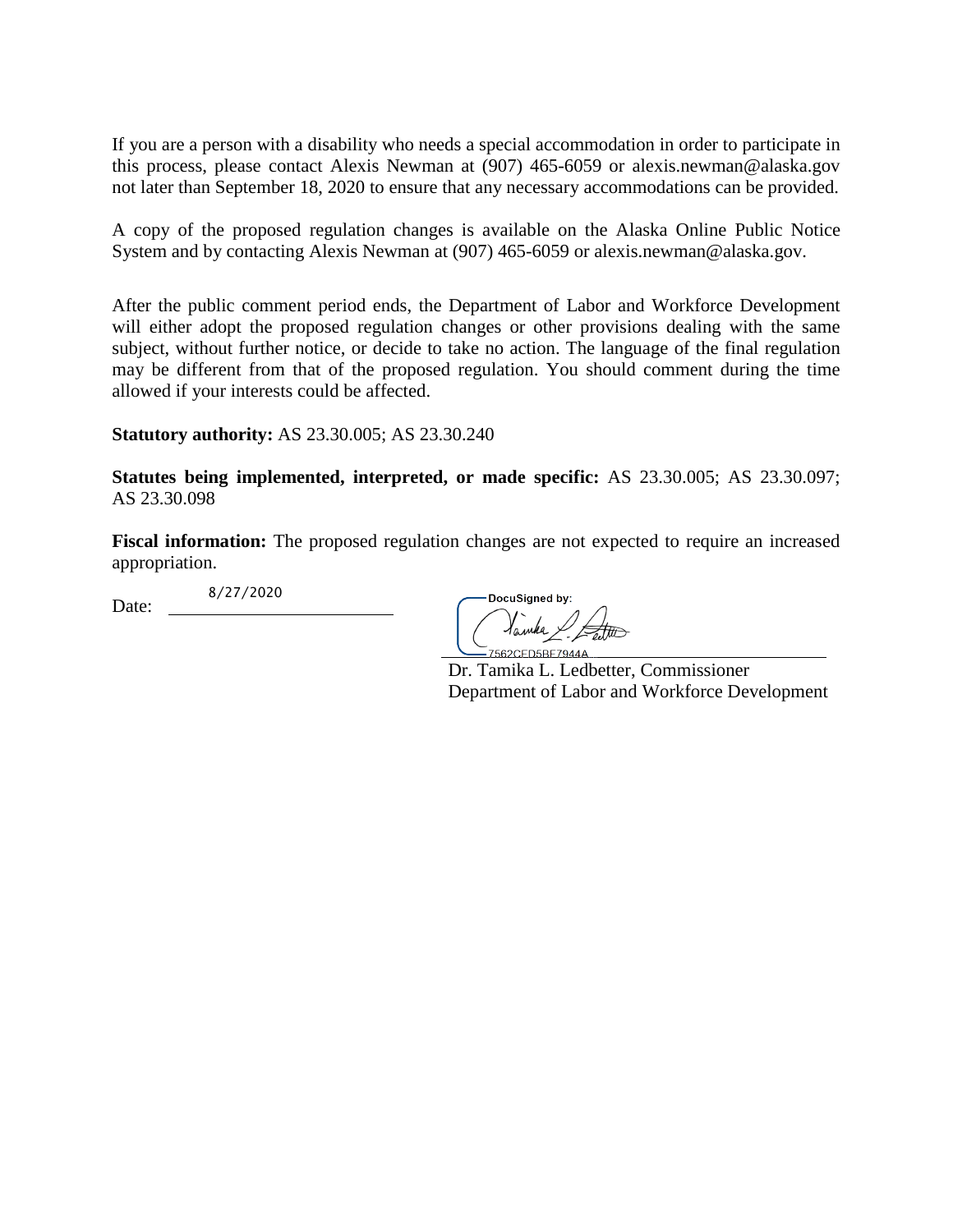If you are a person with a disability who needs a special accommodation in order to participate in this process, please contact Alexis Newman at (907) 465-6059 or alexis.newman@alaska.gov not later than September 18, 2020 to ensure that any necessary accommodations can be provided.

A copy of the proposed regulation changes is available on the Alaska Online Public Notice System and by contacting Alexis Newman at (907) 465-6059 or alexis.newman@alaska.gov.

After the public comment period ends, the Department of Labor and Workforce Development will either adopt the proposed regulation changes or other provisions dealing with the same subject, without further notice, or decide to take no action. The language of the final regulation may be different from that of the proposed regulation. You should comment during the time allowed if your interests could be affected.

**Statutory authority:** AS 23.30.005; AS 23.30.240

**Statutes being implemented, interpreted, or made specific:** AS 23.30.005; AS 23.30.097; AS 23.30.098

**Fiscal information:** The proposed regulation changes are not expected to require an increased appropriation.

Date: 8/27/2020

DocuSigned by:

7562CED5BE7944A...

Dr. Tamika L. Ledbetter, Commissioner
Department of Labor and Workforce Development